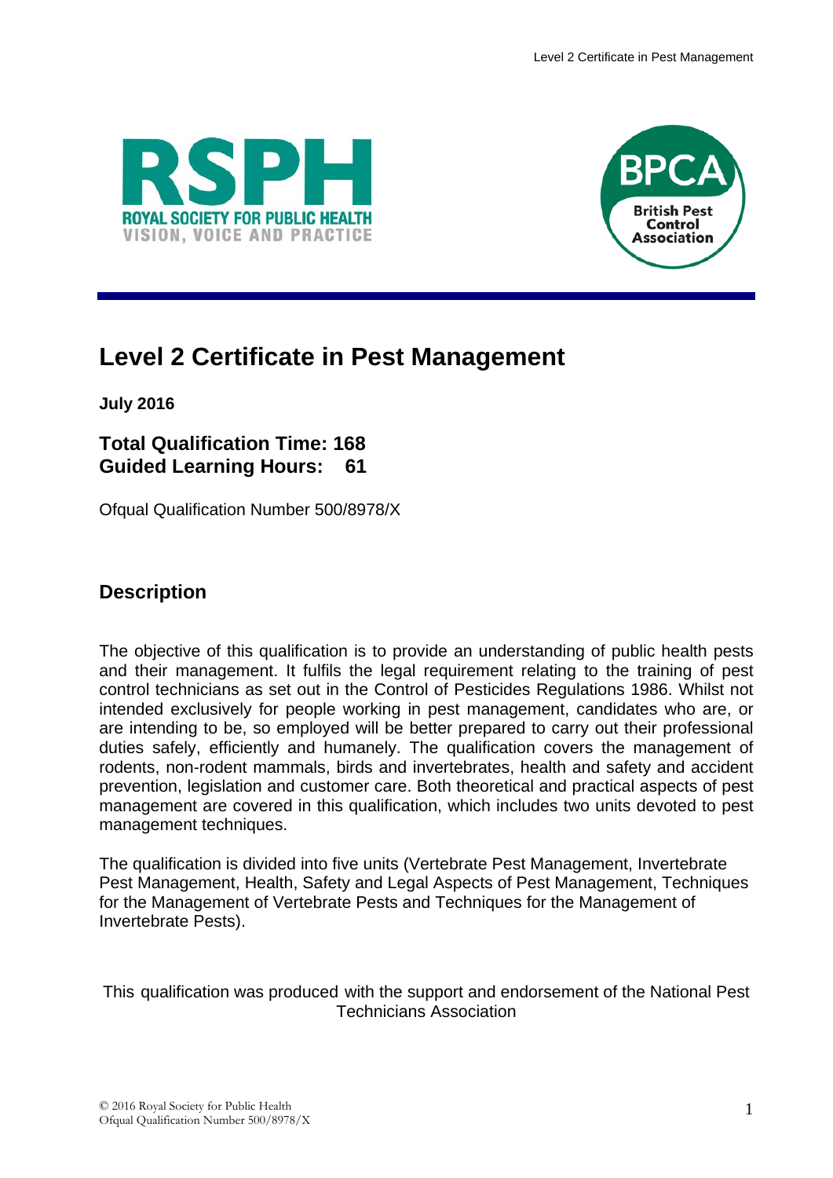# Level 2 Certificate in Pest Management

**July 2016**

**Total Qualification Time: 168**
**Guided Learning Hours: 61**

Ofqual Qualification Number 500/8978/X

## Description

The objective of this qualification is to provide an understanding of public health pests and their management. It fulfils the legal requirement relating to the training of pest control technicians as set out in the Control of Pesticides Regulations 1986. Whilst not intended exclusively for people working in pest management, candidates who are, or are intending to be, so employed will be better prepared to carry out their professional duties safely, efficiently and humanely. The qualification covers the management of rodents, non-rodent mammals, birds and invertebrates, health and safety and accident prevention, legislation and customer care. Both theoretical and practical aspects of pest management are covered in this qualification, which includes two units devoted to pest management techniques.

The qualification is divided into five units (Vertebrate Pest Management, Invertebrate Pest Management, Health, Safety and Legal Aspects of Pest Management, Techniques for the Management of Vertebrate Pests and Techniques for the Management of Invertebrate Pests).

This qualification was produced with the support and endorsement of the National Pest Technicians Association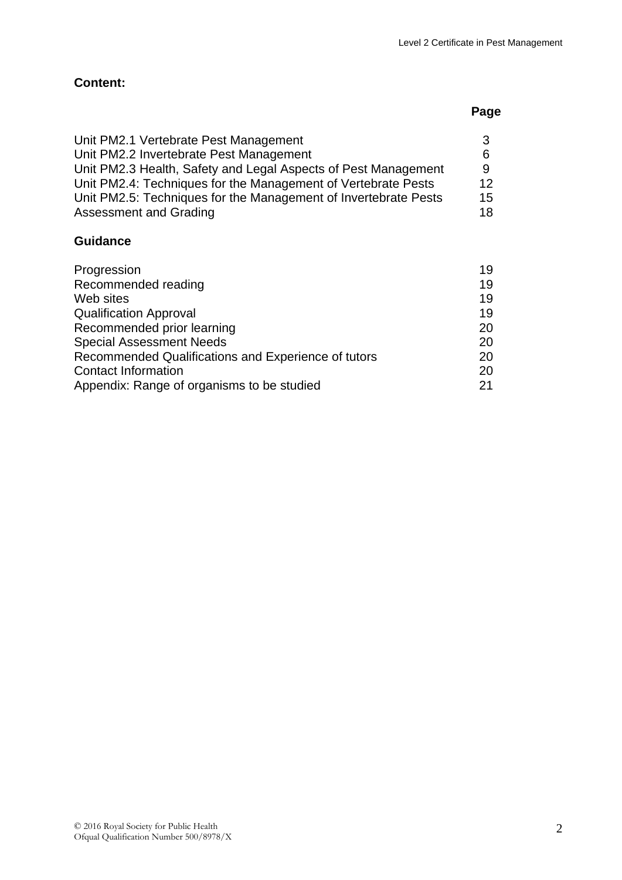**Content:**

| | Page |
|---|---|
| Unit PM2.1 Vertebrate Pest Management | 3 |
| Unit PM2.2 Invertebrate Pest Management | 6 |
| Unit PM2.3 Health, Safety and Legal Aspects of Pest Management | 9 |
| Unit PM2.4: Techniques for the Management of Vertebrate Pests | 12 |
| Unit PM2.5: Techniques for the Management of Invertebrate Pests | 15 |
| Assessment and Grading | 18 |

**Guidance**

| | |
|---|---|
| Progression | 19 |
| Recommended reading | 19 |
| Web sites | 19 |
| Qualification Approval | 19 |
| Recommended prior learning | 20 |
| Special Assessment Needs | 20 |
| Recommended Qualifications and Experience of tutors | 20 |
| Contact Information | 20 |
| Appendix: Range of organisms to be studied | 21 |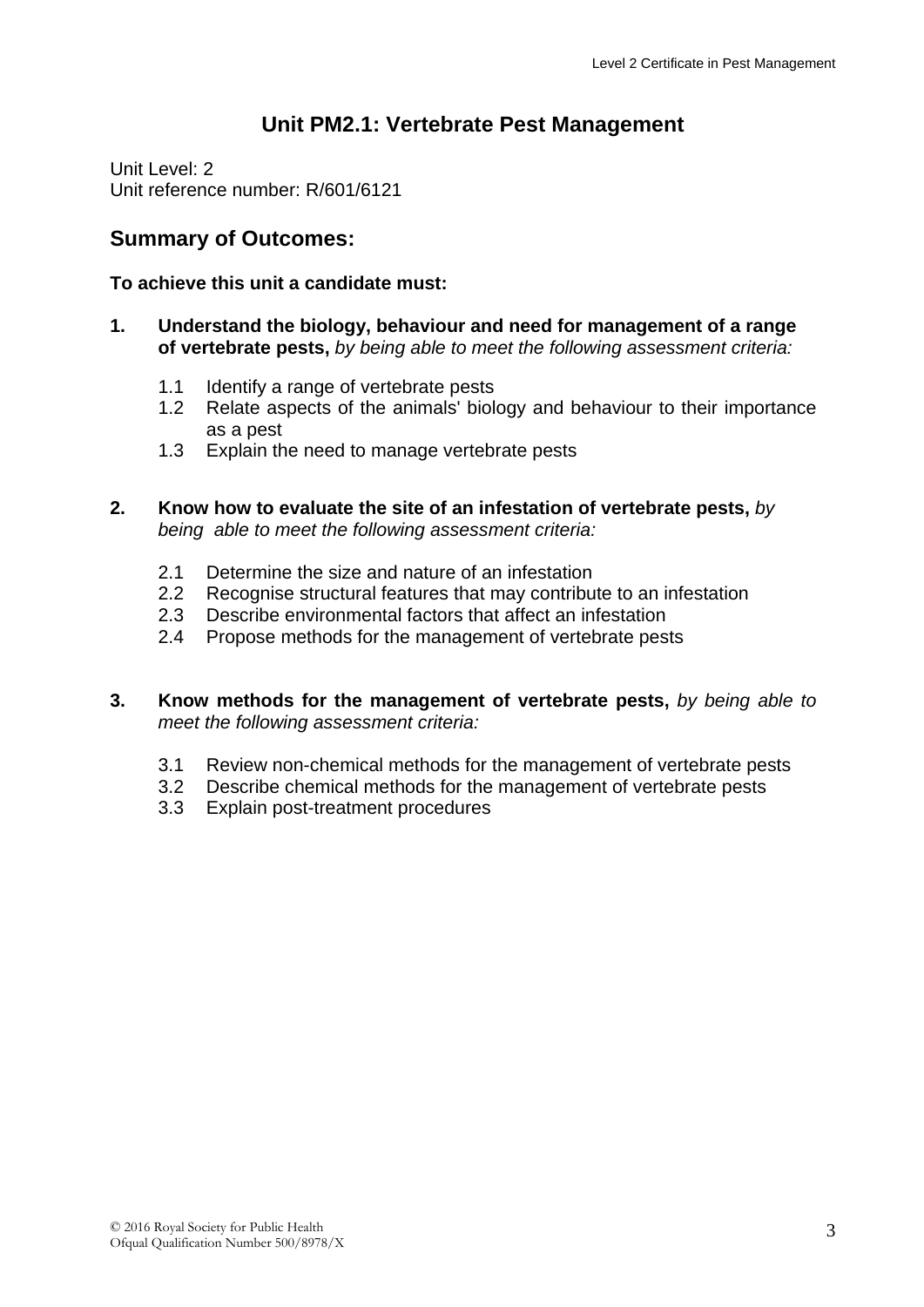# Unit PM2.1: Vertebrate Pest Management

Unit Level: 2
Unit reference number: R/601/6121

## Summary of Outcomes:

**To achieve this unit a candidate must:**

**1. Understand the biology, behaviour and need for management of a range of vertebrate pests,** *by being able to meet the following assessment criteria:*

- 1.1 Identify a range of vertebrate pests
- 1.2 Relate aspects of the animals' biology and behaviour to their importance as a pest
- 1.3 Explain the need to manage vertebrate pests

**2. Know how to evaluate the site of an infestation of vertebrate pests,** *by being able to meet the following assessment criteria:*

- 2.1 Determine the size and nature of an infestation
- 2.2 Recognise structural features that may contribute to an infestation
- 2.3 Describe environmental factors that affect an infestation
- 2.4 Propose methods for the management of vertebrate pests

**3. Know methods for the management of vertebrate pests,** *by being able to meet the following assessment criteria:*

- 3.1 Review non-chemical methods for the management of vertebrate pests
- 3.2 Describe chemical methods for the management of vertebrate pests
- 3.3 Explain post-treatment procedures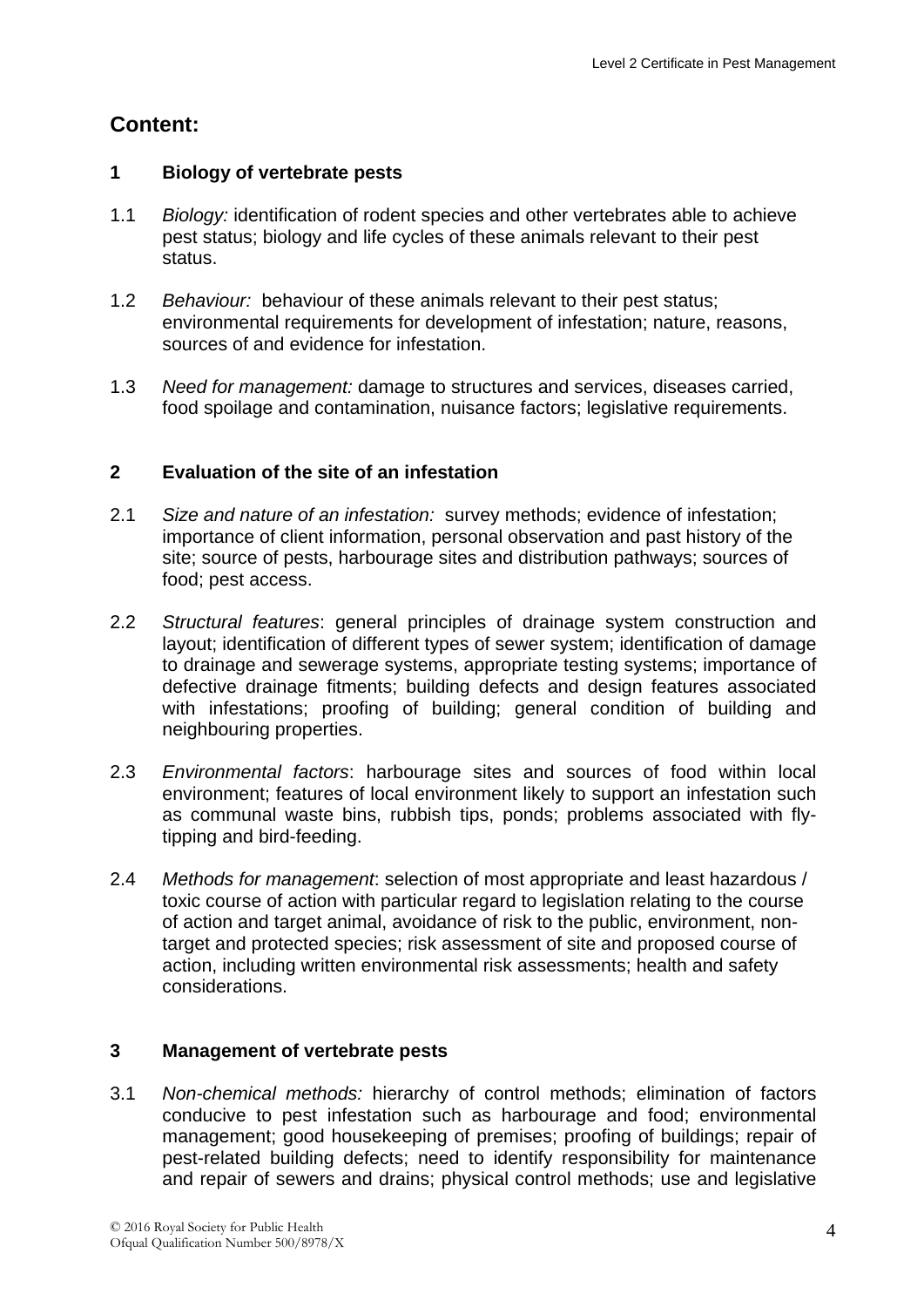## Content:

### 1 Biology of vertebrate pests

1.1 *Biology:* identification of rodent species and other vertebrates able to achieve pest status; biology and life cycles of these animals relevant to their pest status.

1.2 *Behaviour:* behaviour of these animals relevant to their pest status; environmental requirements for development of infestation; nature, reasons, sources of and evidence for infestation.

1.3 *Need for management:* damage to structures and services, diseases carried, food spoilage and contamination, nuisance factors; legislative requirements.

### 2 Evaluation of the site of an infestation

2.1 *Size and nature of an infestation:* survey methods; evidence of infestation; importance of client information, personal observation and past history of the site; source of pests, harbourage sites and distribution pathways; sources of food; pest access.

2.2 *Structural features*: general principles of drainage system construction and layout; identification of different types of sewer system; identification of damage to drainage and sewerage systems, appropriate testing systems; importance of defective drainage fitments; building defects and design features associated with infestations; proofing of building; general condition of building and neighbouring properties.

2.3 *Environmental factors*: harbourage sites and sources of food within local environment; features of local environment likely to support an infestation such as communal waste bins, rubbish tips, ponds; problems associated with fly-tipping and bird-feeding.

2.4 *Methods for management*: selection of most appropriate and least hazardous / toxic course of action with particular regard to legislation relating to the course of action and target animal, avoidance of risk to the public, environment, non-target and protected species; risk assessment of site and proposed course of action, including written environmental risk assessments; health and safety considerations.

### 3 Management of vertebrate pests

3.1 *Non-chemical methods:* hierarchy of control methods; elimination of factors conducive to pest infestation such as harbourage and food; environmental management; good housekeeping of premises; proofing of buildings; repair of pest-related building defects; need to identify responsibility for maintenance and repair of sewers and drains; physical control methods; use and legislative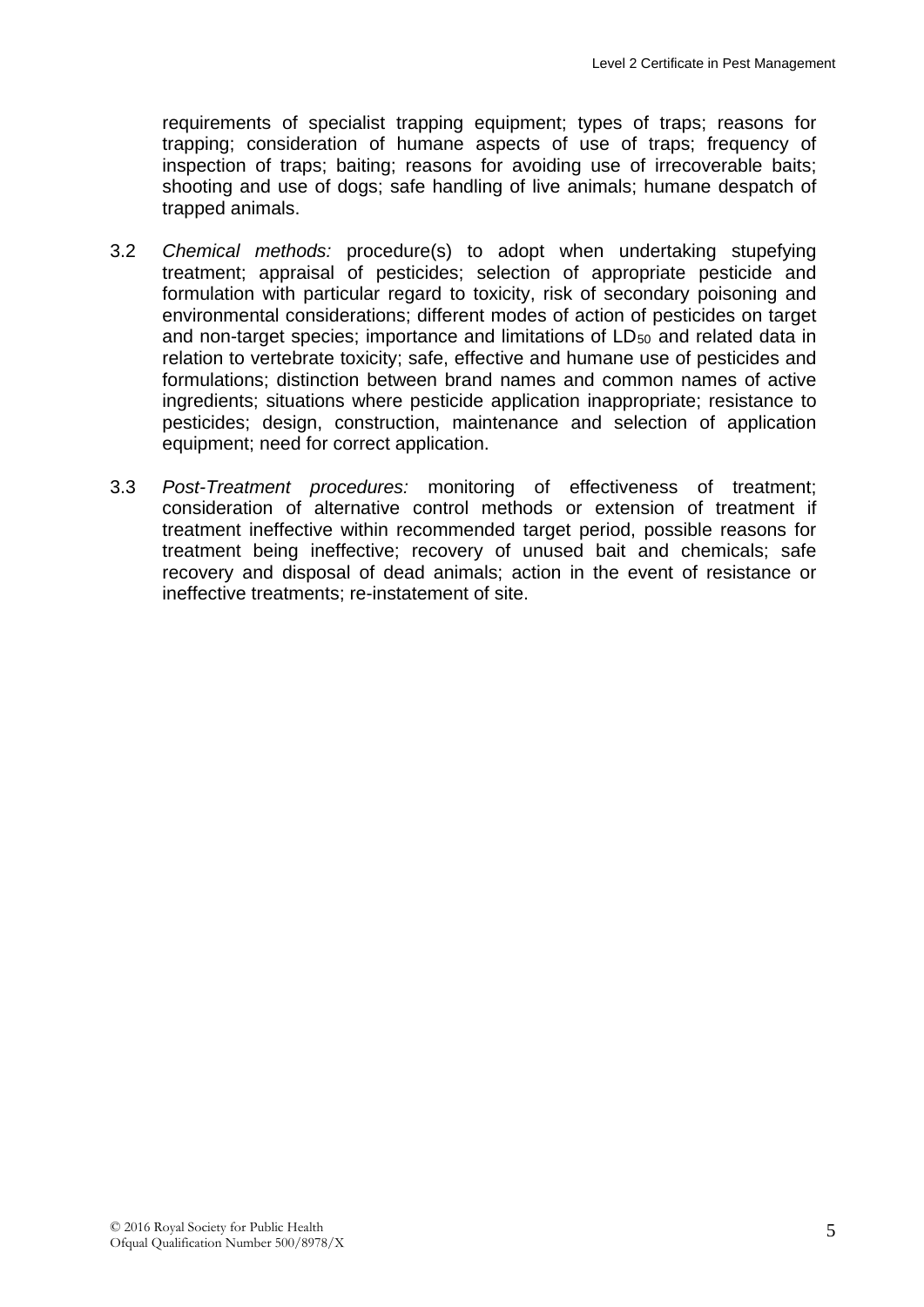requirements of specialist trapping equipment; types of traps; reasons for trapping; consideration of humane aspects of use of traps; frequency of inspection of traps; baiting; reasons for avoiding use of irrecoverable baits; shooting and use of dogs; safe handling of live animals; humane despatch of trapped animals.

3.2 *Chemical methods:* procedure(s) to adopt when undertaking stupefying treatment; appraisal of pesticides; selection of appropriate pesticide and formulation with particular regard to toxicity, risk of secondary poisoning and environmental considerations; different modes of action of pesticides on target and non-target species; importance and limitations of $LD_{50}$ and related data in relation to vertebrate toxicity; safe, effective and humane use of pesticides and formulations; distinction between brand names and common names of active ingredients; situations where pesticide application inappropriate; resistance to pesticides; design, construction, maintenance and selection of application equipment; need for correct application.

3.3 *Post-Treatment procedures:* monitoring of effectiveness of treatment; consideration of alternative control methods or extension of treatment if treatment ineffective within recommended target period, possible reasons for treatment being ineffective; recovery of unused bait and chemicals; safe recovery and disposal of dead animals; action in the event of resistance or ineffective treatments; re-instatement of site.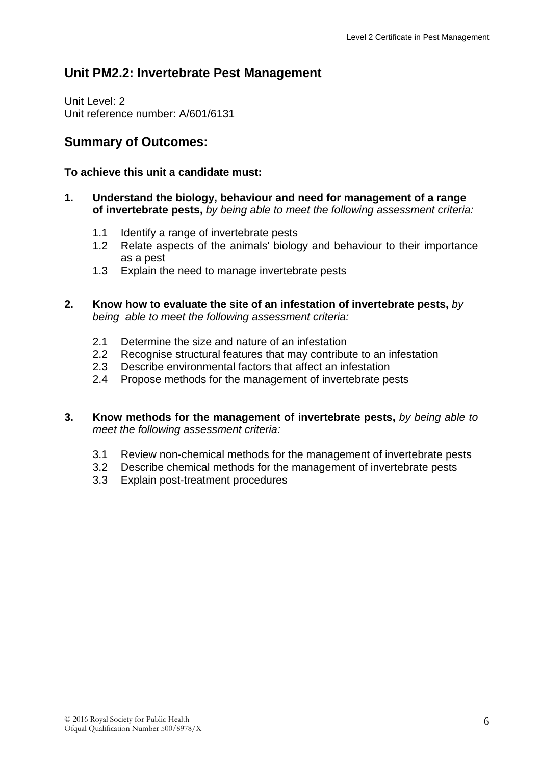## Unit PM2.2: Invertebrate Pest Management

Unit Level: 2
Unit reference number: A/601/6131

## Summary of Outcomes:

**To achieve this unit a candidate must:**

1. **Understand the biology, behaviour and need for management of a range of invertebrate pests,** *by being able to meet the following assessment criteria:*

    1.1 Identify a range of invertebrate pests
    1.2 Relate aspects of the animals' biology and behaviour to their importance as a pest
    1.3 Explain the need to manage invertebrate pests

2. **Know how to evaluate the site of an infestation of invertebrate pests,** *by being able to meet the following assessment criteria:*

    2.1 Determine the size and nature of an infestation
    2.2 Recognise structural features that may contribute to an infestation
    2.3 Describe environmental factors that affect an infestation
    2.4 Propose methods for the management of invertebrate pests

3. **Know methods for the management of invertebrate pests,** *by being able to meet the following assessment criteria:*

    3.1 Review non-chemical methods for the management of invertebrate pests
    3.2 Describe chemical methods for the management of invertebrate pests
    3.3 Explain post-treatment procedures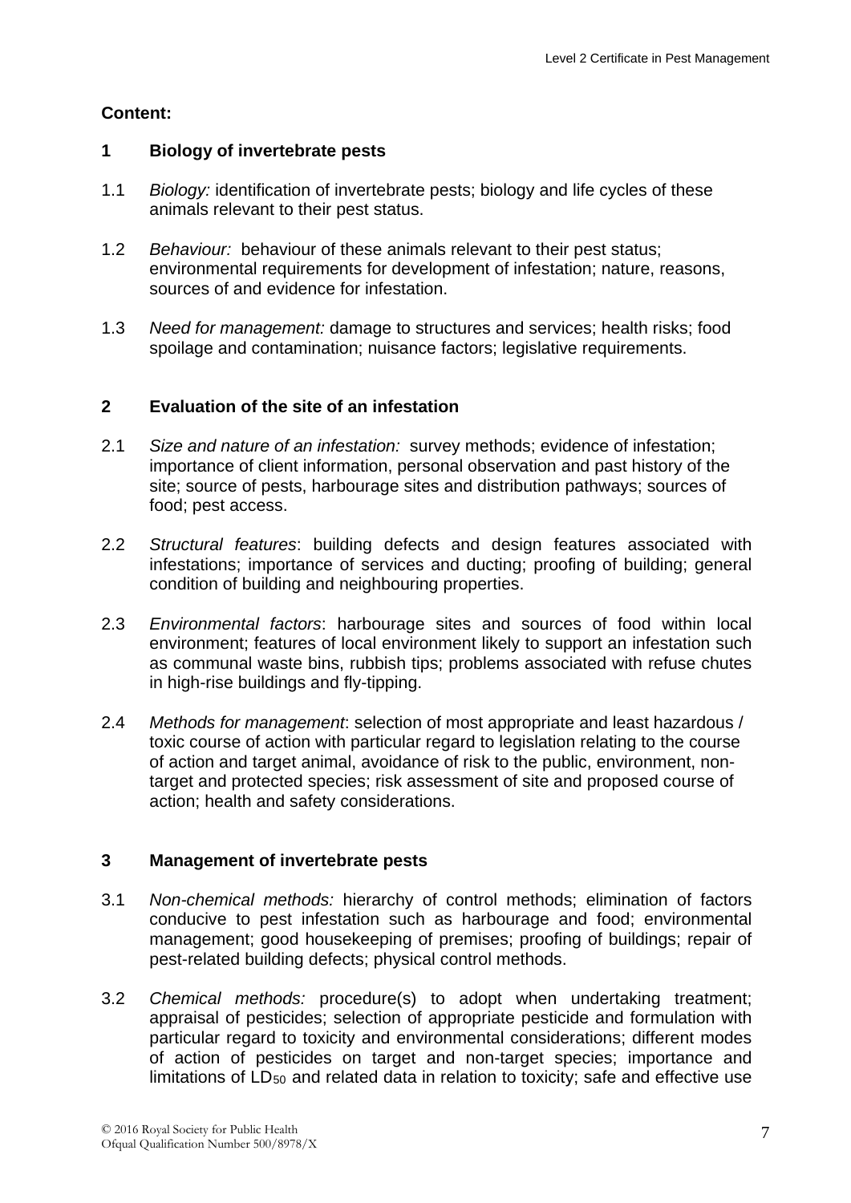**Content:**

## 1 Biology of invertebrate pests

1.1 *Biology:* identification of invertebrate pests; biology and life cycles of these animals relevant to their pest status.

1.2 *Behaviour:* behaviour of these animals relevant to their pest status; environmental requirements for development of infestation; nature, reasons, sources of and evidence for infestation.

1.3 *Need for management:* damage to structures and services; health risks; food spoilage and contamination; nuisance factors; legislative requirements.

## 2 Evaluation of the site of an infestation

2.1 *Size and nature of an infestation:* survey methods; evidence of infestation; importance of client information, personal observation and past history of the site; source of pests, harbourage sites and distribution pathways; sources of food; pest access.

2.2 *Structural features*: building defects and design features associated with infestations; importance of services and ducting; proofing of building; general condition of building and neighbouring properties.

2.3 *Environmental factors*: harbourage sites and sources of food within local environment; features of local environment likely to support an infestation such as communal waste bins, rubbish tips; problems associated with refuse chutes in high-rise buildings and fly-tipping.

2.4 *Methods for management*: selection of most appropriate and least hazardous / toxic course of action with particular regard to legislation relating to the course of action and target animal, avoidance of risk to the public, environment, non-target and protected species; risk assessment of site and proposed course of action; health and safety considerations.

## 3 Management of invertebrate pests

3.1 *Non-chemical methods:* hierarchy of control methods; elimination of factors conducive to pest infestation such as harbourage and food; environmental management; good housekeeping of premises; proofing of buildings; repair of pest-related building defects; physical control methods.

3.2 *Chemical methods:* procedure(s) to adopt when undertaking treatment; appraisal of pesticides; selection of appropriate pesticide and formulation with particular regard to toxicity and environmental considerations; different modes of action of pesticides on target and non-target species; importance and limitations of $LD_{50}$ and related data in relation to toxicity; safe and effective use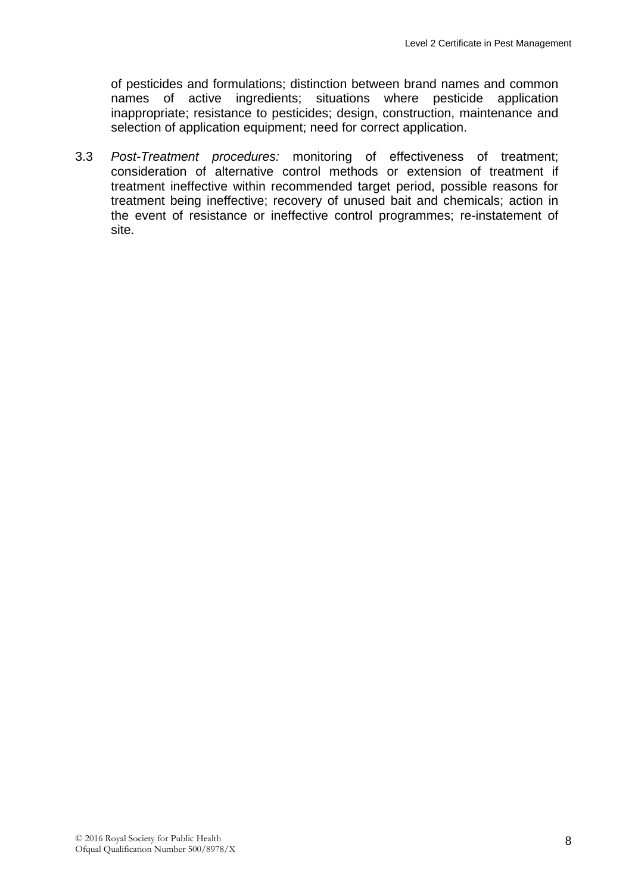of pesticides and formulations; distinction between brand names and common names of active ingredients; situations where pesticide application inappropriate; resistance to pesticides; design, construction, maintenance and selection of application equipment; need for correct application.

3.3 *Post-Treatment procedures:* monitoring of effectiveness of treatment; consideration of alternative control methods or extension of treatment if treatment ineffective within recommended target period, possible reasons for treatment being ineffective; recovery of unused bait and chemicals; action in the event of resistance or ineffective control programmes; re-instatement of site.

© 2016 Royal Society for Public Health
Ofqual Qualification Number 500/8978/X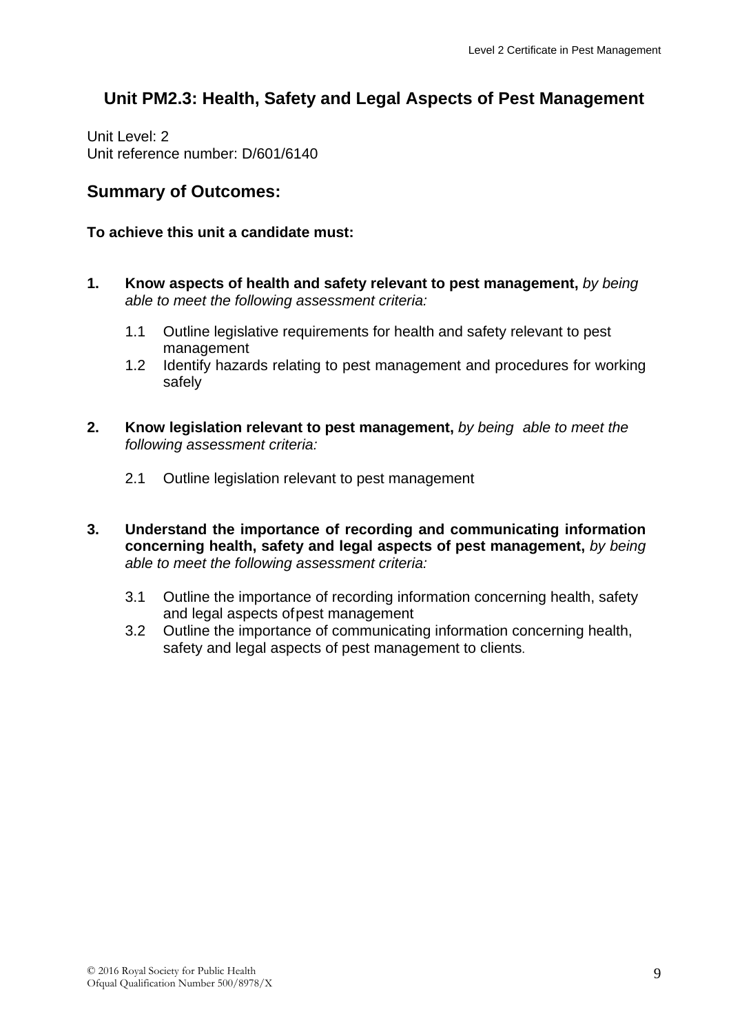## Unit PM2.3: Health, Safety and Legal Aspects of Pest Management

Unit Level: 2
Unit reference number: D/601/6140

## Summary of Outcomes:

**To achieve this unit a candidate must:**

1. **Know aspects of health and safety relevant to pest management,** *by being able to meet the following assessment criteria:*

   1.1 Outline legislative requirements for health and safety relevant to pest management
   1.2 Identify hazards relating to pest management and procedures for working safely

2. **Know legislation relevant to pest management,** *by being able to meet the following assessment criteria:*

   2.1 Outline legislation relevant to pest management

3. **Understand the importance of recording and communicating information concerning health, safety and legal aspects of pest management,** *by being able to meet the following assessment criteria:*

   3.1 Outline the importance of recording information concerning health, safety and legal aspects of pest management
   3.2 Outline the importance of communicating information concerning health, safety and legal aspects of pest management to clients.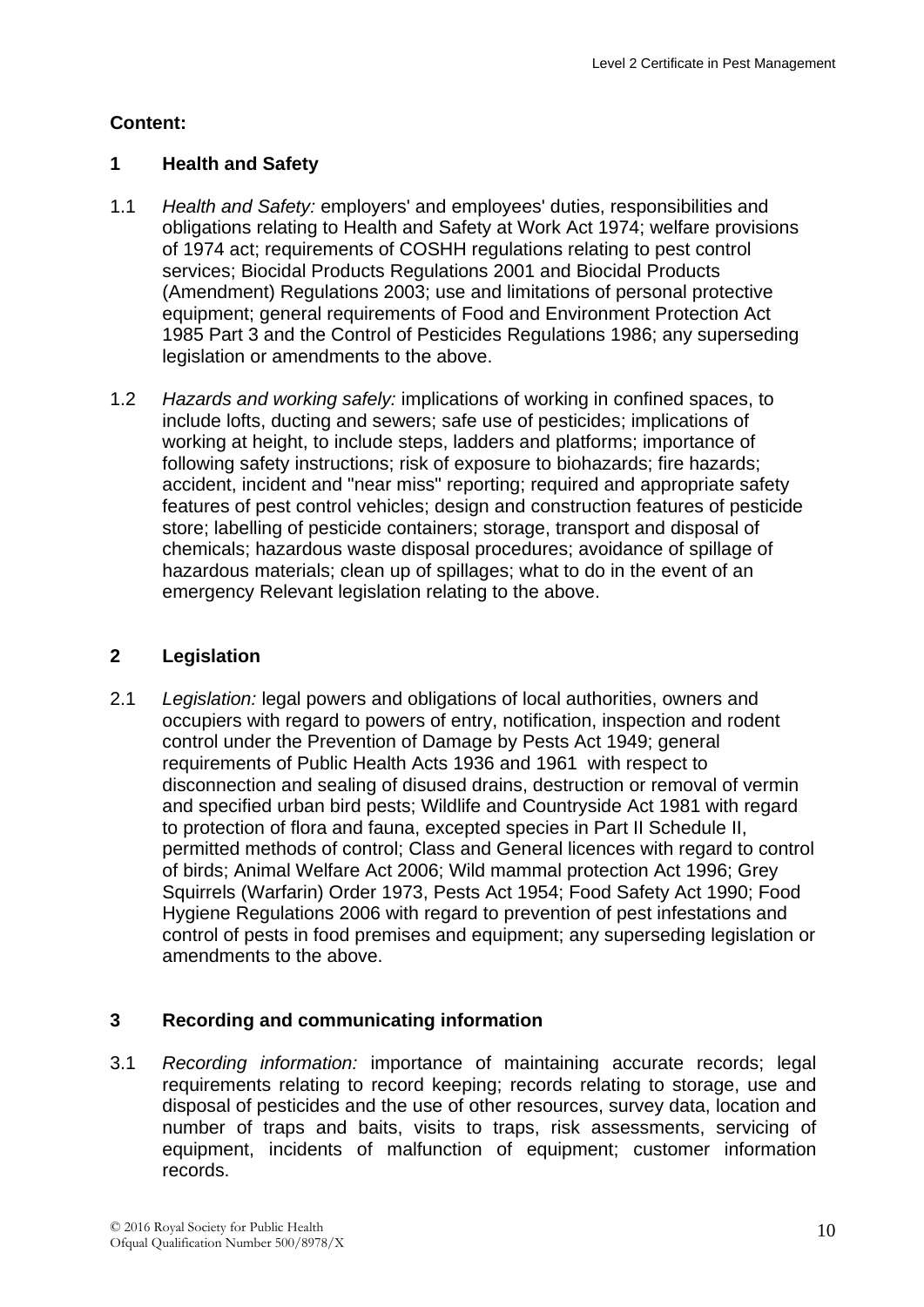**Content:**

## 1 Health and Safety

1.1 *Health and Safety:* employers' and employees' duties, responsibilities and obligations relating to Health and Safety at Work Act 1974; welfare provisions of 1974 act; requirements of COSHH regulations relating to pest control services; Biocidal Products Regulations 2001 and Biocidal Products (Amendment) Regulations 2003; use and limitations of personal protective equipment; general requirements of Food and Environment Protection Act 1985 Part 3 and the Control of Pesticides Regulations 1986; any superseding legislation or amendments to the above.

1.2 *Hazards and working safely:* implications of working in confined spaces, to include lofts, ducting and sewers; safe use of pesticides; implications of working at height, to include steps, ladders and platforms; importance of following safety instructions; risk of exposure to biohazards; fire hazards; accident, incident and "near miss" reporting; required and appropriate safety features of pest control vehicles; design and construction features of pesticide store; labelling of pesticide containers; storage, transport and disposal of chemicals; hazardous waste disposal procedures; avoidance of spillage of hazardous materials; clean up of spillages; what to do in the event of an emergency Relevant legislation relating to the above.

## 2 Legislation

2.1 *Legislation:* legal powers and obligations of local authorities, owners and occupiers with regard to powers of entry, notification, inspection and rodent control under the Prevention of Damage by Pests Act 1949; general requirements of Public Health Acts 1936 and 1961 with respect to disconnection and sealing of disused drains, destruction or removal of vermin and specified urban bird pests; Wildlife and Countryside Act 1981 with regard to protection of flora and fauna, excepted species in Part II Schedule II, permitted methods of control; Class and General licences with regard to control of birds; Animal Welfare Act 2006; Wild mammal protection Act 1996; Grey Squirrels (Warfarin) Order 1973, Pests Act 1954; Food Safety Act 1990; Food Hygiene Regulations 2006 with regard to prevention of pest infestations and control of pests in food premises and equipment; any superseding legislation or amendments to the above.

## 3 Recording and communicating information

3.1 *Recording information:* importance of maintaining accurate records; legal requirements relating to record keeping; records relating to storage, use and disposal of pesticides and the use of other resources, survey data, location and number of traps and baits, visits to traps, risk assessments, servicing of equipment, incidents of malfunction of equipment; customer information records.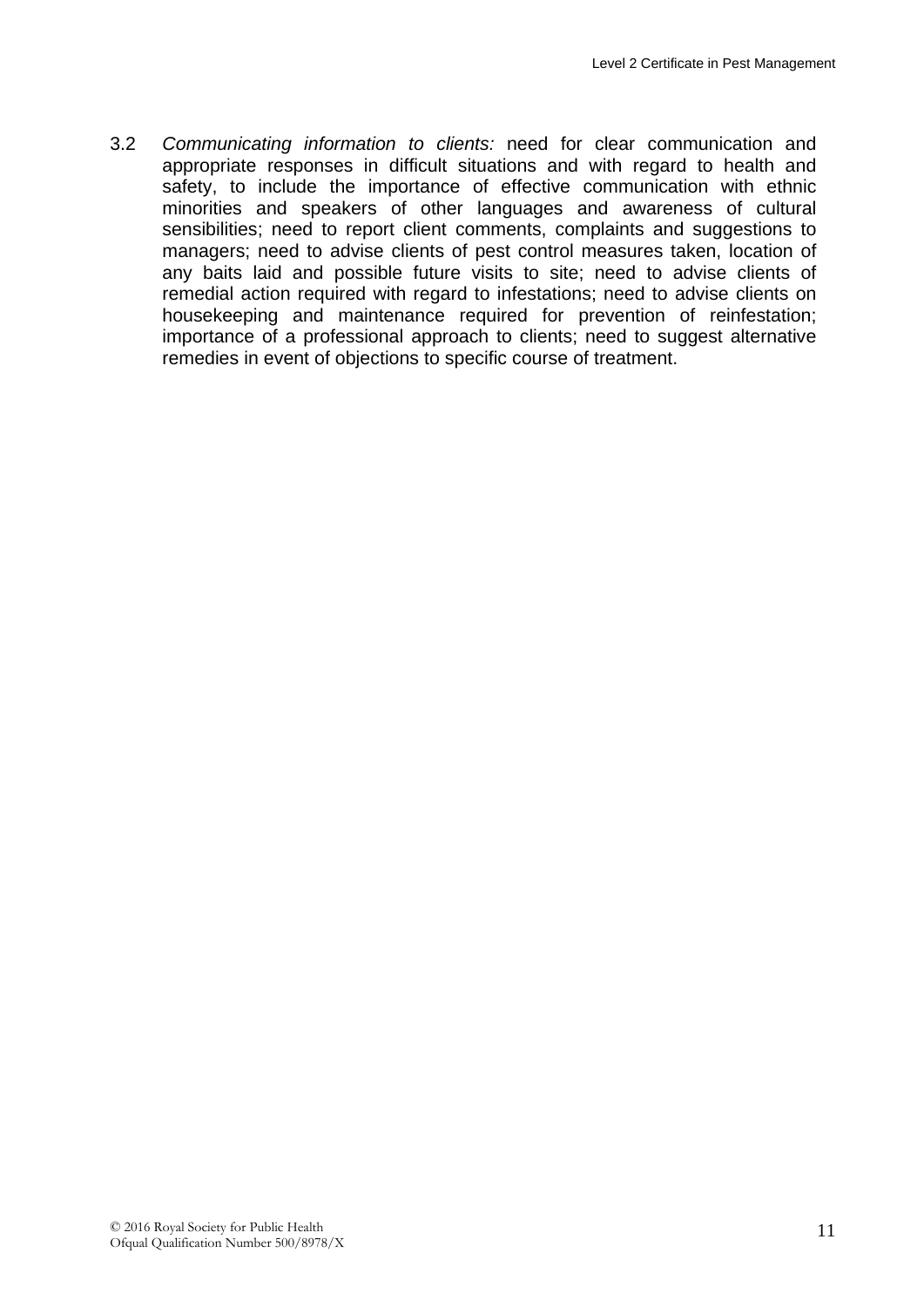3.2 *Communicating information to clients:* need for clear communication and appropriate responses in difficult situations and with regard to health and safety, to include the importance of effective communication with ethnic minorities and speakers of other languages and awareness of cultural sensibilities; need to report client comments, complaints and suggestions to managers; need to advise clients of pest control measures taken, location of any baits laid and possible future visits to site; need to advise clients of remedial action required with regard to infestations; need to advise clients on housekeeping and maintenance required for prevention of reinfestation; importance of a professional approach to clients; need to suggest alternative remedies in event of objections to specific course of treatment.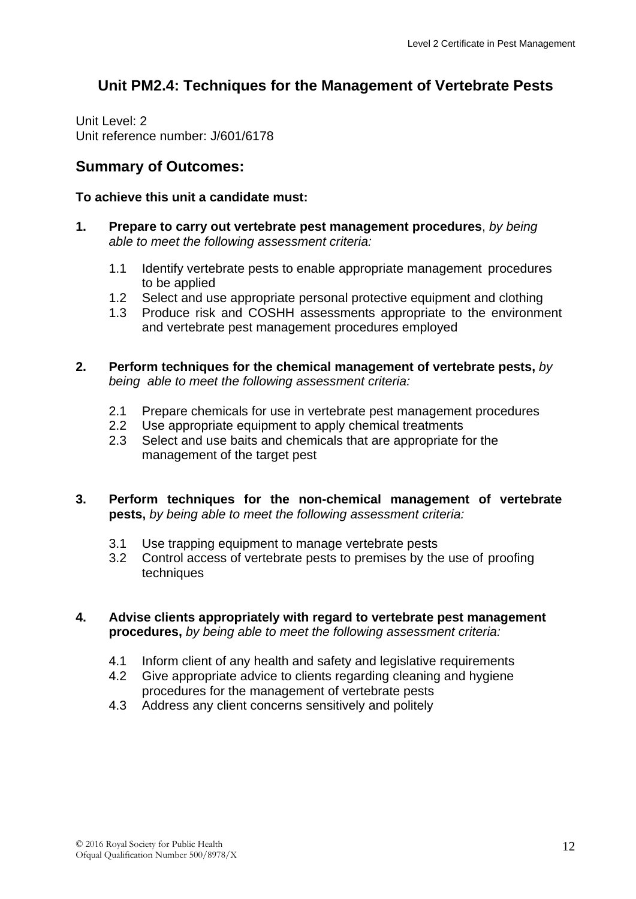## Unit PM2.4: Techniques for the Management of Vertebrate Pests

Unit Level: 2
Unit reference number: J/601/6178

### Summary of Outcomes:

**To achieve this unit a candidate must:**

1. **Prepare to carry out vertebrate pest management procedures**, *by being able to meet the following assessment criteria:*

   1.1 Identify vertebrate pests to enable appropriate management procedures to be applied
   1.2 Select and use appropriate personal protective equipment and clothing
   1.3 Produce risk and COSHH assessments appropriate to the environment and vertebrate pest management procedures employed

2. **Perform techniques for the chemical management of vertebrate pests,** *by being able to meet the following assessment criteria:*

   2.1 Prepare chemicals for use in vertebrate pest management procedures
   2.2 Use appropriate equipment to apply chemical treatments
   2.3 Select and use baits and chemicals that are appropriate for the management of the target pest

3. **Perform techniques for the non-chemical management of vertebrate pests,** *by being able to meet the following assessment criteria:*

   3.1 Use trapping equipment to manage vertebrate pests
   3.2 Control access of vertebrate pests to premises by the use of proofing techniques

4. **Advise clients appropriately with regard to vertebrate pest management procedures,** *by being able to meet the following assessment criteria:*

   4.1 Inform client of any health and safety and legislative requirements
   4.2 Give appropriate advice to clients regarding cleaning and hygiene procedures for the management of vertebrate pests
   4.3 Address any client concerns sensitively and politely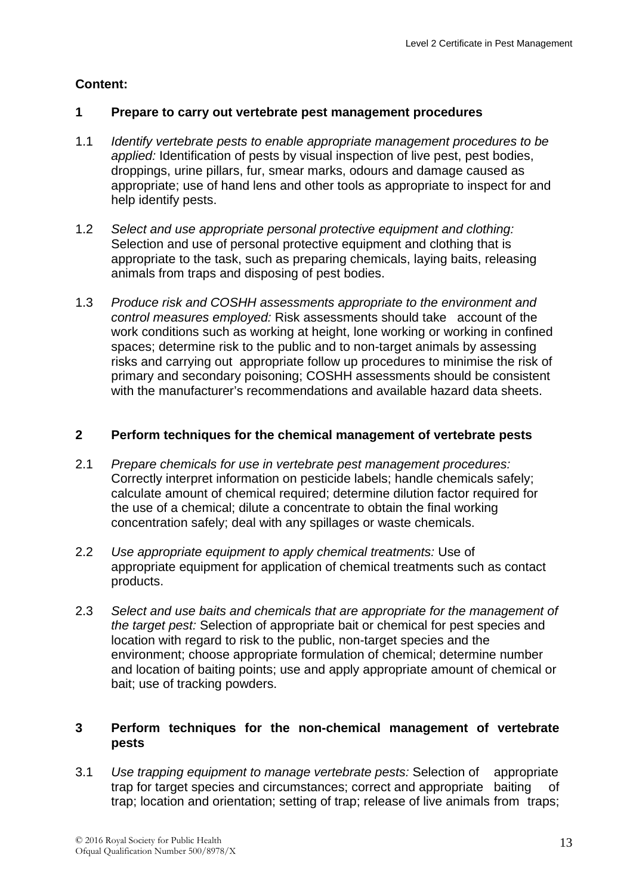**Content:**

## 1 Prepare to carry out vertebrate pest management procedures

1.1 *Identify vertebrate pests to enable appropriate management procedures to be applied:* Identification of pests by visual inspection of live pest, pest bodies, droppings, urine pillars, fur, smear marks, odours and damage caused as appropriate; use of hand lens and other tools as appropriate to inspect for and help identify pests.

1.2 *Select and use appropriate personal protective equipment and clothing:* Selection and use of personal protective equipment and clothing that is appropriate to the task, such as preparing chemicals, laying baits, releasing animals from traps and disposing of pest bodies.

1.3 *Produce risk and COSHH assessments appropriate to the environment and control measures employed:* Risk assessments should take account of the work conditions such as working at height, lone working or working in confined spaces; determine risk to the public and to non-target animals by assessing risks and carrying out appropriate follow up procedures to minimise the risk of primary and secondary poisoning; COSHH assessments should be consistent with the manufacturer's recommendations and available hazard data sheets.

## 2 Perform techniques for the chemical management of vertebrate pests

2.1 *Prepare chemicals for use in vertebrate pest management procedures:* Correctly interpret information on pesticide labels; handle chemicals safely; calculate amount of chemical required; determine dilution factor required for the use of a chemical; dilute a concentrate to obtain the final working concentration safely; deal with any spillages or waste chemicals.

2.2 *Use appropriate equipment to apply chemical treatments:* Use of appropriate equipment for application of chemical treatments such as contact products.

2.3 *Select and use baits and chemicals that are appropriate for the management of the target pest:* Selection of appropriate bait or chemical for pest species and location with regard to risk to the public, non-target species and the environment; choose appropriate formulation of chemical; determine number and location of baiting points; use and apply appropriate amount of chemical or bait; use of tracking powders.

## 3 Perform techniques for the non-chemical management of vertebrate pests

3.1 *Use trapping equipment to manage vertebrate pests:* Selection of appropriate trap for target species and circumstances; correct and appropriate baiting of trap; location and orientation; setting of trap; release of live animals from traps;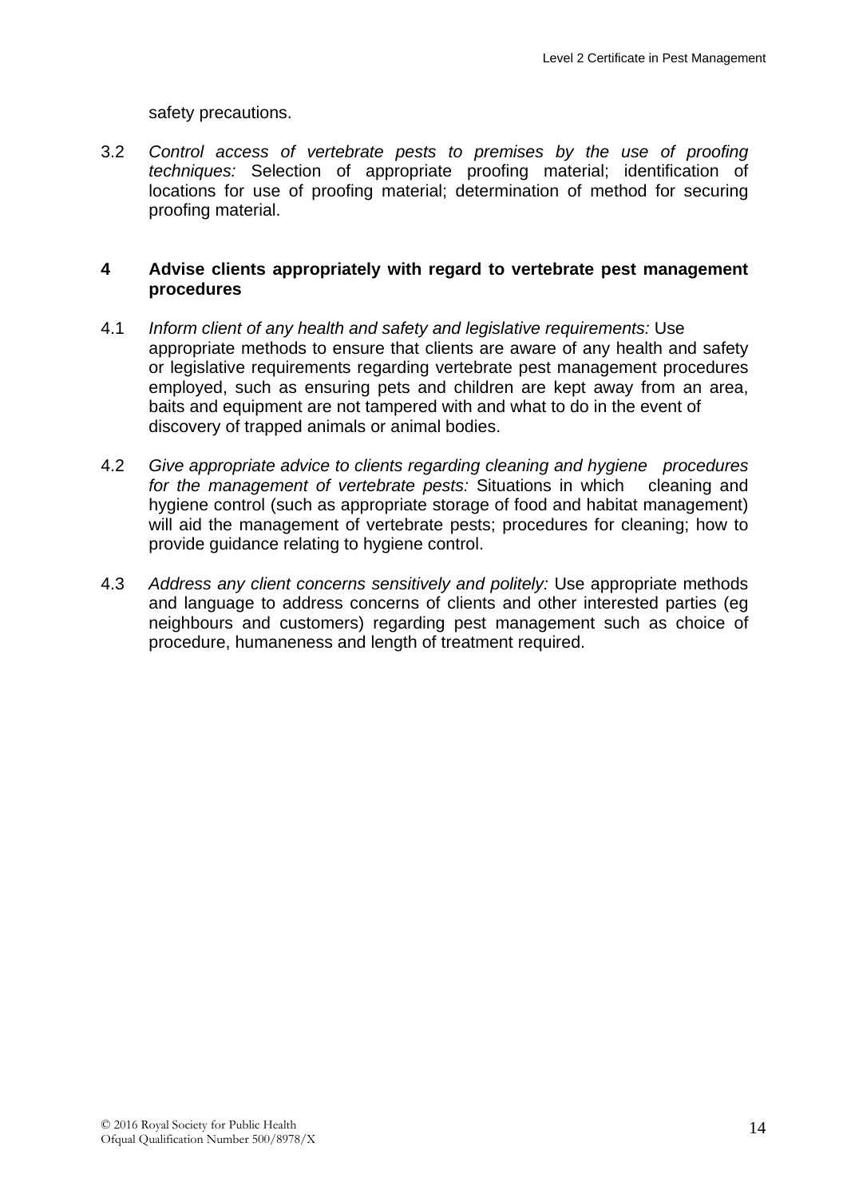safety precautions.

3.2 *Control access of vertebrate pests to premises by the use of proofing techniques:* Selection of appropriate proofing material; identification of locations for use of proofing material; determination of method for securing proofing material.

**4 Advise clients appropriately with regard to vertebrate pest management procedures**

4.1 *Inform client of any health and safety and legislative requirements:* Use appropriate methods to ensure that clients are aware of any health and safety or legislative requirements regarding vertebrate pest management procedures employed, such as ensuring pets and children are kept away from an area, baits and equipment are not tampered with and what to do in the event of discovery of trapped animals or animal bodies.

4.2 *Give appropriate advice to clients regarding cleaning and hygiene procedures for the management of vertebrate pests:* Situations in which cleaning and hygiene control (such as appropriate storage of food and habitat management) will aid the management of vertebrate pests; procedures for cleaning; how to provide guidance relating to hygiene control.

4.3 *Address any client concerns sensitively and politely:* Use appropriate methods and language to address concerns of clients and other interested parties (eg neighbours and customers) regarding pest management such as choice of procedure, humaneness and length of treatment required.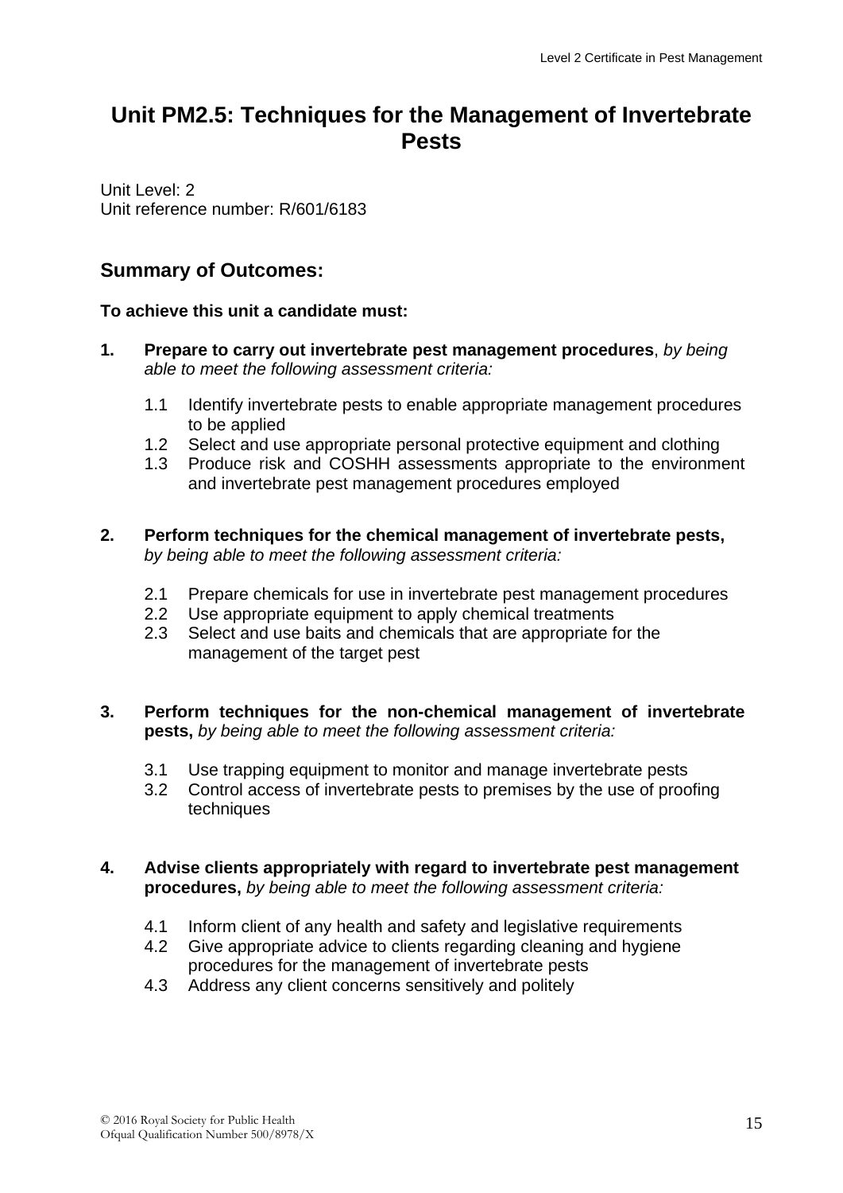# Unit PM2.5: Techniques for the Management of Invertebrate Pests

Unit Level: 2
Unit reference number: R/601/6183

## Summary of Outcomes:

**To achieve this unit a candidate must:**

1. **Prepare to carry out invertebrate pest management procedures**, *by being able to meet the following assessment criteria:*

   1.1 Identify invertebrate pests to enable appropriate management procedures to be applied
   1.2 Select and use appropriate personal protective equipment and clothing
   1.3 Produce risk and COSHH assessments appropriate to the environment and invertebrate pest management procedures employed

2. **Perform techniques for the chemical management of invertebrate pests,** *by being able to meet the following assessment criteria:*

   2.1 Prepare chemicals for use in invertebrate pest management procedures
   2.2 Use appropriate equipment to apply chemical treatments
   2.3 Select and use baits and chemicals that are appropriate for the management of the target pest

3. **Perform techniques for the non-chemical management of invertebrate pests,** *by being able to meet the following assessment criteria:*

   3.1 Use trapping equipment to monitor and manage invertebrate pests
   3.2 Control access of invertebrate pests to premises by the use of proofing techniques

4. **Advise clients appropriately with regard to invertebrate pest management procedures,** *by being able to meet the following assessment criteria:*

   4.1 Inform client of any health and safety and legislative requirements
   4.2 Give appropriate advice to clients regarding cleaning and hygiene procedures for the management of invertebrate pests
   4.3 Address any client concerns sensitively and politely

© 2016 Royal Society for Public Health
Ofqual Qualification Number 500/8978/X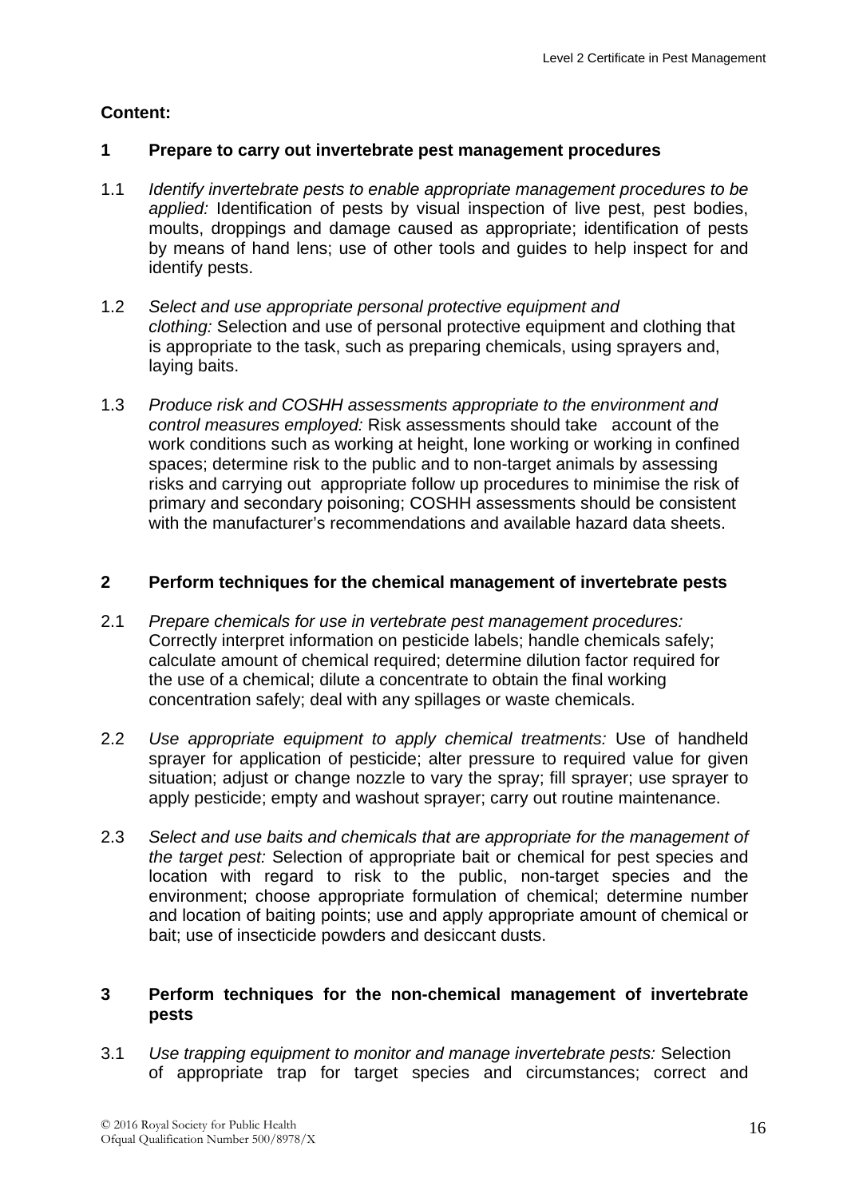**Content:**

**1 Prepare to carry out invertebrate pest management procedures**

1.1 *Identify invertebrate pests to enable appropriate management procedures to be applied:* Identification of pests by visual inspection of live pest, pest bodies, moults, droppings and damage caused as appropriate; identification of pests by means of hand lens; use of other tools and guides to help inspect for and identify pests.

1.2 *Select and use appropriate personal protective equipment and clothing:* Selection and use of personal protective equipment and clothing that is appropriate to the task, such as preparing chemicals, using sprayers and, laying baits.

1.3 *Produce risk and COSHH assessments appropriate to the environment and control measures employed:* Risk assessments should take account of the work conditions such as working at height, lone working or working in confined spaces; determine risk to the public and to non-target animals by assessing risks and carrying out appropriate follow up procedures to minimise the risk of primary and secondary poisoning; COSHH assessments should be consistent with the manufacturer's recommendations and available hazard data sheets.

**2 Perform techniques for the chemical management of invertebrate pests**

2.1 *Prepare chemicals for use in vertebrate pest management procedures:* Correctly interpret information on pesticide labels; handle chemicals safely; calculate amount of chemical required; determine dilution factor required for the use of a chemical; dilute a concentrate to obtain the final working concentration safely; deal with any spillages or waste chemicals.

2.2 *Use appropriate equipment to apply chemical treatments:* Use of handheld sprayer for application of pesticide; alter pressure to required value for given situation; adjust or change nozzle to vary the spray; fill sprayer; use sprayer to apply pesticide; empty and washout sprayer; carry out routine maintenance.

2.3 *Select and use baits and chemicals that are appropriate for the management of the target pest:* Selection of appropriate bait or chemical for pest species and location with regard to risk to the public, non-target species and the environment; choose appropriate formulation of chemical; determine number and location of baiting points; use and apply appropriate amount of chemical or bait; use of insecticide powders and desiccant dusts.

**3 Perform techniques for the non-chemical management of invertebrate pests**

3.1 *Use trapping equipment to monitor and manage invertebrate pests:* Selection of appropriate trap for target species and circumstances; correct and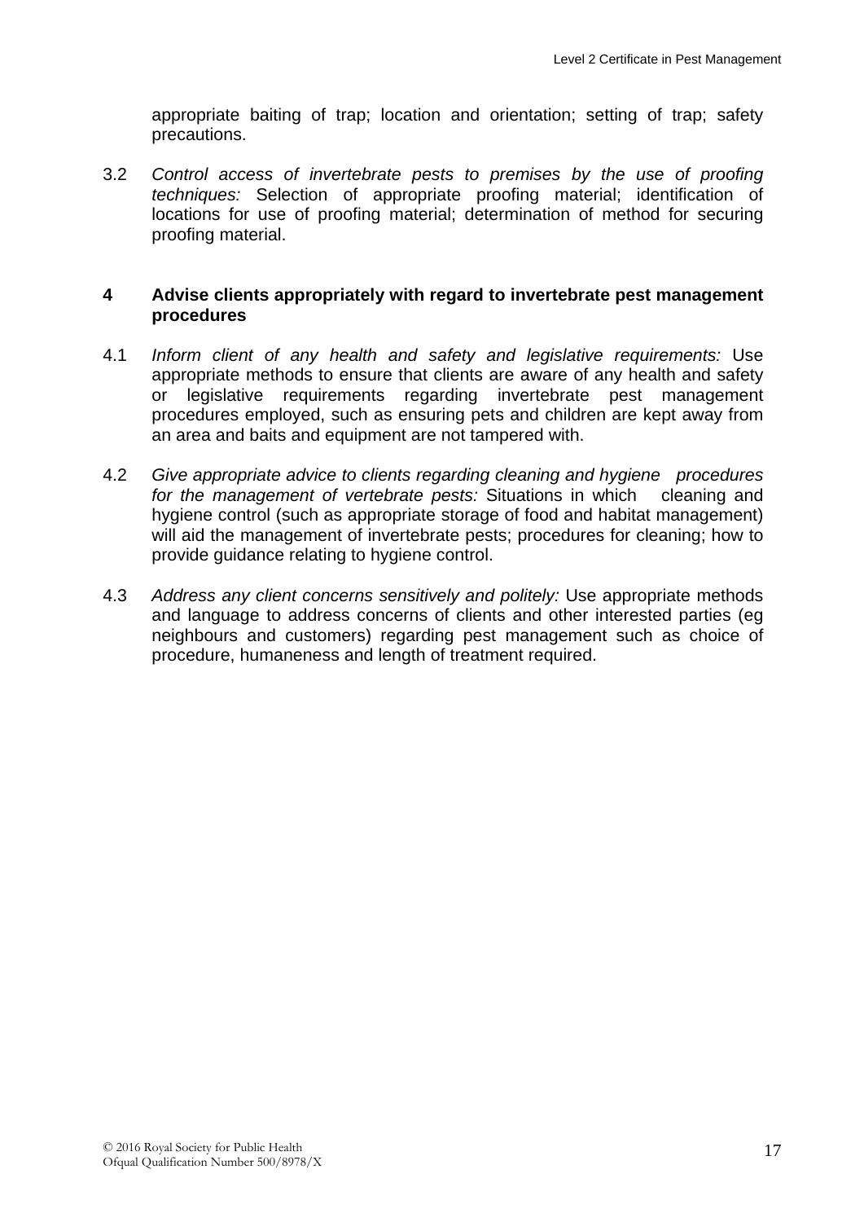appropriate baiting of trap; location and orientation; setting of trap; safety precautions.

3.2 *Control access of invertebrate pests to premises by the use of proofing techniques:* Selection of appropriate proofing material; identification of locations for use of proofing material; determination of method for securing proofing material.

**4 Advise clients appropriately with regard to invertebrate pest management procedures**

4.1 *Inform client of any health and safety and legislative requirements:* Use appropriate methods to ensure that clients are aware of any health and safety or legislative requirements regarding invertebrate pest management procedures employed, such as ensuring pets and children are kept away from an area and baits and equipment are not tampered with.

4.2 *Give appropriate advice to clients regarding cleaning and hygiene procedures for the management of vertebrate pests:* Situations in which cleaning and hygiene control (such as appropriate storage of food and habitat management) will aid the management of invertebrate pests; procedures for cleaning; how to provide guidance relating to hygiene control.

4.3 *Address any client concerns sensitively and politely:* Use appropriate methods and language to address concerns of clients and other interested parties (eg neighbours and customers) regarding pest management such as choice of procedure, humaneness and length of treatment required.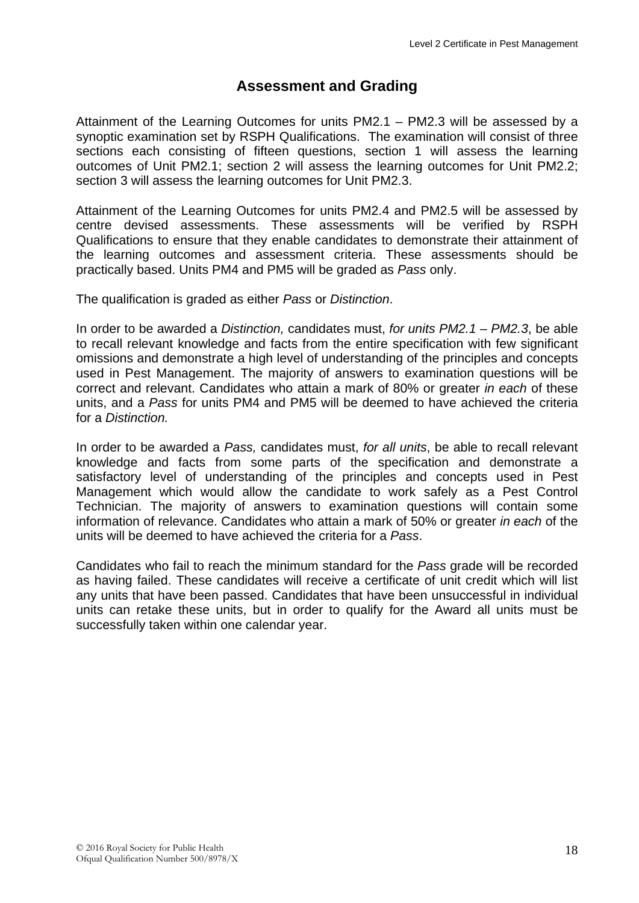## Assessment and Grading

Attainment of the Learning Outcomes for units PM2.1 – PM2.3 will be assessed by a synoptic examination set by RSPH Qualifications. The examination will consist of three sections each consisting of fifteen questions, section 1 will assess the learning outcomes of Unit PM2.1; section 2 will assess the learning outcomes for Unit PM2.2; section 3 will assess the learning outcomes for Unit PM2.3.

Attainment of the Learning Outcomes for units PM2.4 and PM2.5 will be assessed by centre devised assessments. These assessments will be verified by RSPH Qualifications to ensure that they enable candidates to demonstrate their attainment of the learning outcomes and assessment criteria. These assessments should be practically based. Units PM4 and PM5 will be graded as *Pass* only.

The qualification is graded as either *Pass* or *Distinction*.

In order to be awarded a *Distinction,* candidates must, *for units PM2.1 – PM2.3*, be able to recall relevant knowledge and facts from the entire specification with few significant omissions and demonstrate a high level of understanding of the principles and concepts used in Pest Management. The majority of answers to examination questions will be correct and relevant. Candidates who attain a mark of 80% or greater *in each* of these units, and a *Pass* for units PM4 and PM5 will be deemed to have achieved the criteria for a *Distinction.*

In order to be awarded a *Pass,* candidates must, *for all units*, be able to recall relevant knowledge and facts from some parts of the specification and demonstrate a satisfactory level of understanding of the principles and concepts used in Pest Management which would allow the candidate to work safely as a Pest Control Technician. The majority of answers to examination questions will contain some information of relevance. Candidates who attain a mark of 50% or greater *in each* of the units will be deemed to have achieved the criteria for a *Pass*.

Candidates who fail to reach the minimum standard for the *Pass* grade will be recorded as having failed. These candidates will receive a certificate of unit credit which will list any units that have been passed. Candidates that have been unsuccessful in individual units can retake these units, but in order to qualify for the Award all units must be successfully taken within one calendar year.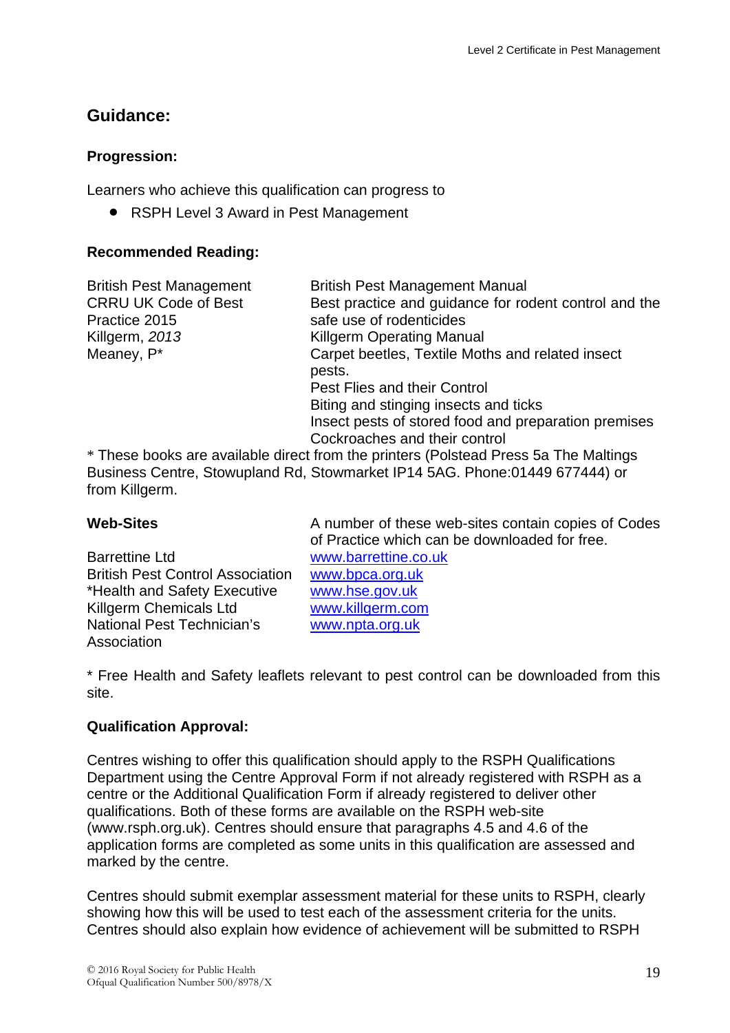## Guidance:

### Progression:

Learners who achieve this qualification can progress to

- RSPH Level 3 Award in Pest Management

### Recommended Reading:

| | |
|---|---|
| British Pest Management | British Pest Management Manual |
| CRRU UK Code of Best Practice 2015 | Best practice and guidance for rodent control and the safe use of rodenticides |
| Killgerm, *2013* | Killgerm Operating Manual |
| Meaney, P* | Carpet beetles, Textile Moths and related insect pests.<br>Pest Flies and their Control<br>Biting and stinging insects and ticks<br>Insect pests of stored food and preparation premises<br>Cockroaches and their control |

* These books are available direct from the printers (Polstead Press 5a The Maltings Business Centre, Stowupland Rd, Stowmarket IP14 5AG. Phone:01449 677444) or from Killgerm.

| **Web-Sites** | A number of these web-sites contain copies of Codes of Practice which can be downloaded for free. |
|---|---|
| Barrettine Ltd | www.barrettine.co.uk |
| British Pest Control Association | www.bpca.org.uk |
| *Health and Safety Executive | www.hse.gov.uk |
| Killgerm Chemicals Ltd | www.killgerm.com |
| National Pest Technician's Association | www.npta.org.uk |

* Free Health and Safety leaflets relevant to pest control can be downloaded from this site.

### Qualification Approval:

Centres wishing to offer this qualification should apply to the RSPH Qualifications Department using the Centre Approval Form if not already registered with RSPH as a centre or the Additional Qualification Form if already registered to deliver other qualifications. Both of these forms are available on the RSPH web-site (www.rsph.org.uk). Centres should ensure that paragraphs 4.5 and 4.6 of the application forms are completed as some units in this qualification are assessed and marked by the centre.

Centres should submit exemplar assessment material for these units to RSPH, clearly showing how this will be used to test each of the assessment criteria for the units. Centres should also explain how evidence of achievement will be submitted to RSPH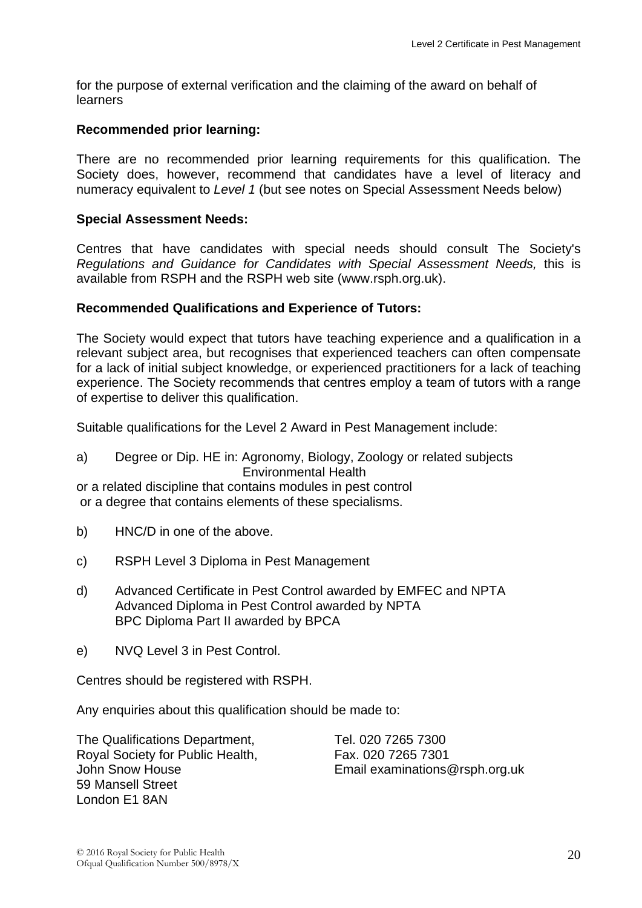for the purpose of external verification and the claiming of the award on behalf of learners

**Recommended prior learning:**

There are no recommended prior learning requirements for this qualification. The Society does, however, recommend that candidates have a level of literacy and numeracy equivalent to *Level 1* (but see notes on Special Assessment Needs below)

**Special Assessment Needs:**

Centres that have candidates with special needs should consult The Society's *Regulations and Guidance for Candidates with Special Assessment Needs,* this is available from RSPH and the RSPH web site (www.rsph.org.uk).

**Recommended Qualifications and Experience of Tutors:**

The Society would expect that tutors have teaching experience and a qualification in a relevant subject area, but recognises that experienced teachers can often compensate for a lack of initial subject knowledge, or experienced practitioners for a lack of teaching experience. The Society recommends that centres employ a team of tutors with a range of expertise to deliver this qualification.

Suitable qualifications for the Level 2 Award in Pest Management include:

a) Degree or Dip. HE in: Agronomy, Biology, Zoology or related subjects
Environmental Health
or a related discipline that contains modules in pest control
or a degree that contains elements of these specialisms.

b) HNC/D in one of the above.

c) RSPH Level 3 Diploma in Pest Management

d) Advanced Certificate in Pest Control awarded by EMFEC and NPTA
Advanced Diploma in Pest Control awarded by NPTA
BPC Diploma Part II awarded by BPCA

e) NVQ Level 3 in Pest Control.

Centres should be registered with RSPH.

Any enquiries about this qualification should be made to:

The Qualifications Department,
Royal Society for Public Health,
John Snow House
59 Mansell Street
London E1 8AN

Tel. 020 7265 7300
Fax. 020 7265 7301
Email examinations@rsph.org.uk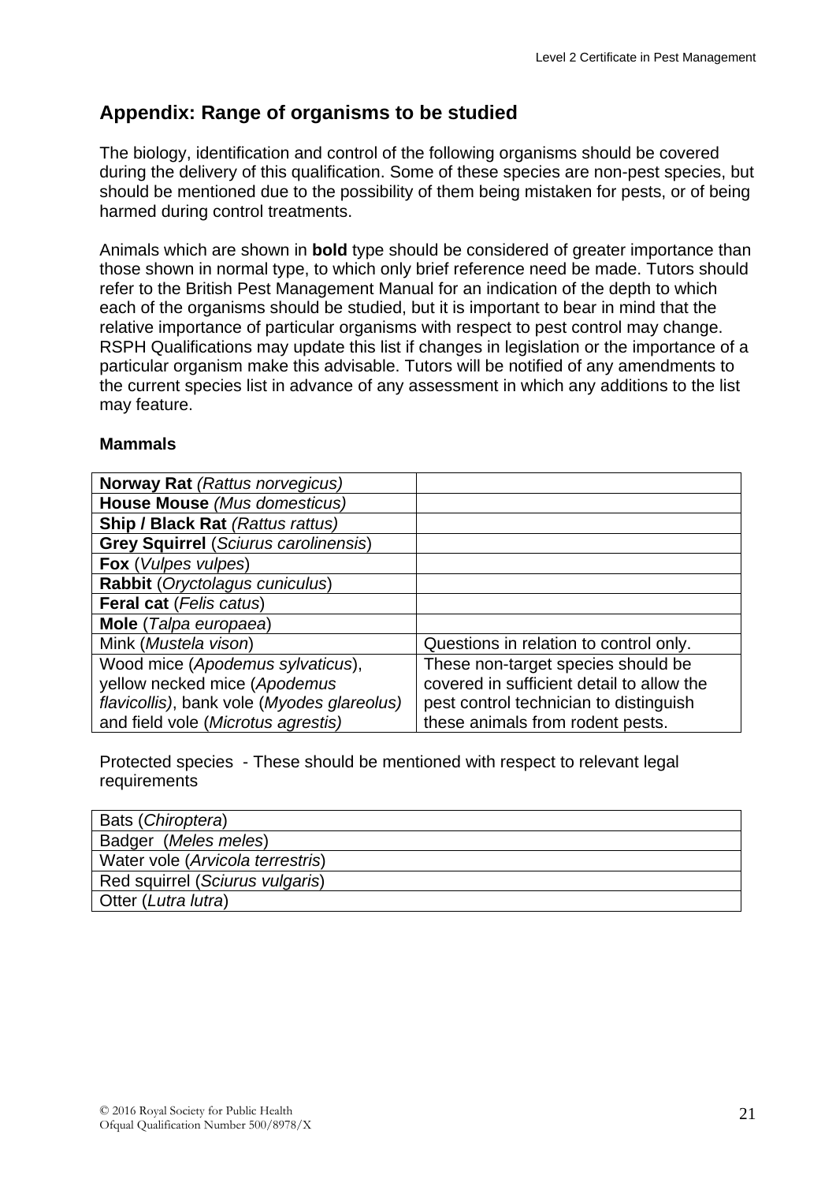## Appendix: Range of organisms to be studied

The biology, identification and control of the following organisms should be covered during the delivery of this qualification. Some of these species are non-pest species, but should be mentioned due to the possibility of them being mistaken for pests, or of being harmed during control treatments.

Animals which are shown in **bold** type should be considered of greater importance than those shown in normal type, to which only brief reference need be made. Tutors should refer to the British Pest Management Manual for an indication of the depth to which each of the organisms should be studied, but it is important to bear in mind that the relative importance of particular organisms with respect to pest control may change. RSPH Qualifications may update this list if changes in legislation or the importance of a particular organism make this advisable. Tutors will be notified of any amendments to the current species list in advance of any assessment in which any additions to the list may feature.

**Mammals**

| | |
|---|---|
| **Norway Rat** *(Rattus norvegicus)* | |
| **House Mouse** *(Mus domesticus)* | |
| **Ship / Black Rat** *(Rattus rattus)* | |
| **Grey Squirrel** (*Sciurus carolinensis*) | |
| **Fox** (*Vulpes vulpes*) | |
| **Rabbit** (*Oryctolagus cuniculus*) | |
| **Feral cat** (*Felis catus*) | |
| **Mole** (*Talpa europaea*) | |
| Mink (*Mustela vison*) | Questions in relation to control only. |
| Wood mice (*Apodemus sylvaticus*), yellow necked mice (*Apodemus flavicollis)*, bank vole (*Myodes glareolus)* and field vole (*Microtus agrestis)* | These non-target species should be covered in sufficient detail to allow the pest control technician to distinguish these animals from rodent pests. |

Protected species - These should be mentioned with respect to relevant legal requirements

| |
|---|
| Bats (*Chiroptera*) |
| Badger (*Meles meles*) |
| Water vole (*Arvicola terrestris*) |
| Red squirrel (*Sciurus vulgaris*) |
| Otter (*Lutra lutra*) |

© 2016 Royal Society for Public Health
Ofqual Qualification Number 500/8978/X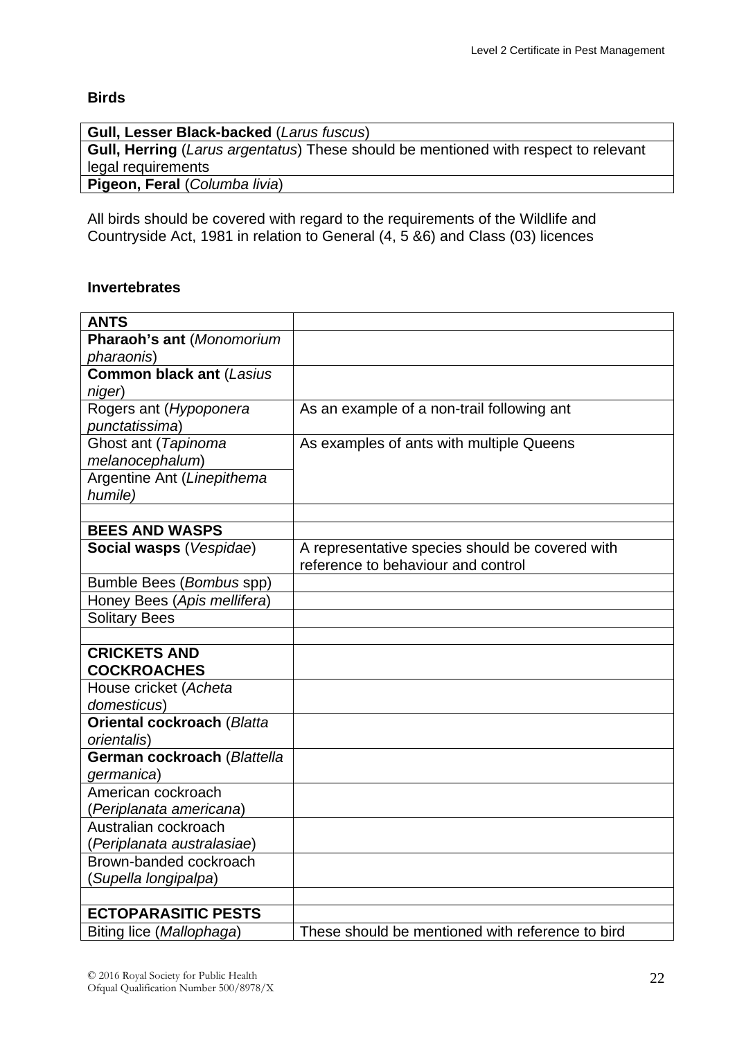**Birds**

| **Gull, Lesser Black-backed** (*Larus fuscus*) |
|---|
| **Gull, Herring** (*Larus argentatus*) These should be mentioned with respect to relevant legal requirements |
| **Pigeon, Feral** (*Columba livia*) |

All birds should be covered with regard to the requirements of the Wildlife and Countryside Act, 1981 in relation to General (4, 5 &6) and Class (03) licences

**Invertebrates**

| **ANTS** | |
|---|---|
| **Pharaoh's ant** (*Monomorium pharaonis*) | |
| **Common black ant** (*Lasius niger*) | |
| Rogers ant (*Hypoponera punctatissima*) | As an example of a non-trail following ant |
| Ghost ant (*Tapinoma melanocephalum*) | As examples of ants with multiple Queens |
| Argentine Ant (*Linepithema humile)* | |
| | |
| **BEES AND WASPS** | |
| **Social wasps** (*Vespidae*) | A representative species should be covered with reference to behaviour and control |
| Bumble Bees (*Bombus* spp) | |
| Honey Bees (*Apis mellifera*) | |
| Solitary Bees | |
| | |
| **CRICKETS AND COCKROACHES** | |
| House cricket (*Acheta domesticus*) | |
| **Oriental cockroach** (*Blatta orientalis*) | |
| **German cockroach** (*Blattella germanica*) | |
| American cockroach (*Periplanata americana*) | |
| Australian cockroach (*Periplanata australasiae*) | |
| Brown-banded cockroach (*Supella longipalpa*) | |
| | |
| **ECTOPARASITIC PESTS** | |
| Biting lice (*Mallophaga*) | These should be mentioned with reference to bird |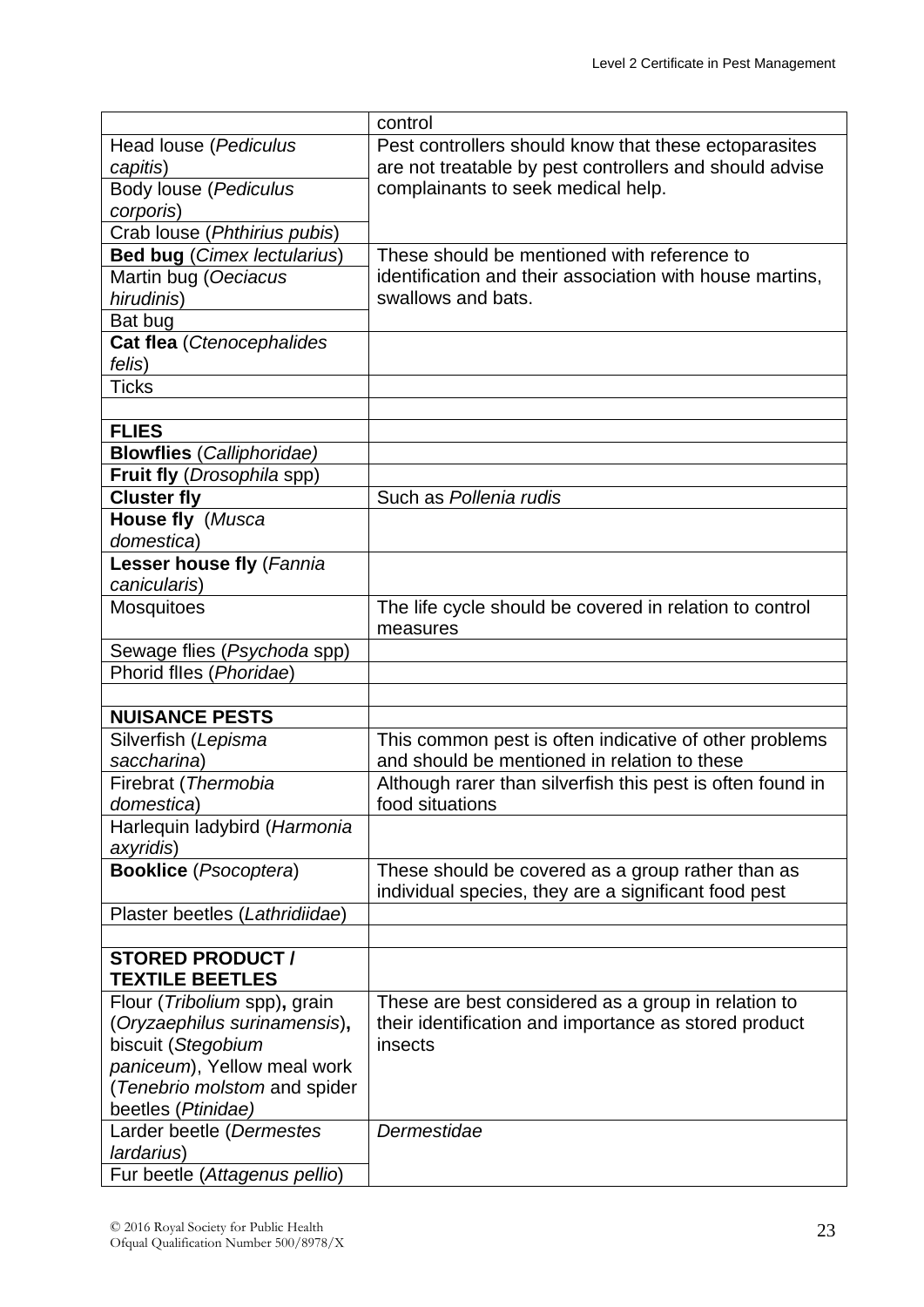| | |
|---|---|
| | control |
| Head louse (*Pediculus capitis*) | Pest controllers should know that these ectoparasites are not treatable by pest controllers and should advise complainants to seek medical help. |
| Body louse (*Pediculus corporis*) | |
| Crab louse (*Phthirius pubis*) | |
| **Bed bug** (*Cimex lectularius*) | These should be mentioned with reference to identification and their association with house martins, swallows and bats. |
| Martin bug (*Oeciacus hirudinis*) | |
| Bat bug | |
| **Cat flea** (*Ctenocephalides felis*) | |
| Ticks | |
| | |
| **FLIES** | |
| **Blowflies** (*Calliphoridae)* | |
| **Fruit fly** (*Drosophila* spp) | |
| **Cluster fly** | Such as *Pollenia rudis* |
| **House fly** (*Musca domestica*) | |
| **Lesser house fly** (*Fannia canicularis*) | |
| Mosquitoes | The life cycle should be covered in relation to control measures |
| Sewage flies (*Psychoda* spp) | |
| Phorid flIes (*Phoridae*) | |
| | |
| **NUISANCE PESTS** | |
| Silverfish (*Lepisma saccharina*) | This common pest is often indicative of other problems and should be mentioned in relation to these |
| Firebrat (*Thermobia domestica*) | Although rarer than silverfish this pest is often found in food situations |
| Harlequin ladybird (*Harmonia axyridis*) | |
| **Booklice** (*Psocoptera*) | These should be covered as a group rather than as individual species, they are a significant food pest |
| Plaster beetles (*Lathridiidae*) | |
| | |
| **STORED PRODUCT / TEXTILE BEETLES** | |
| Flour (*Tribolium* spp)**,** grain (*Oryzaephilus surinamensis*)**,** biscuit (*Stegobium paniceum*), Yellow meal work (*Tenebrio molstom* and spider beetles (*Ptinidae)* | These are best considered as a group in relation to their identification and importance as stored product insects |
| Larder beetle (*Dermestes lardarius*) | *Dermestidae* |
| Fur beetle (*Attagenus pellio*) | |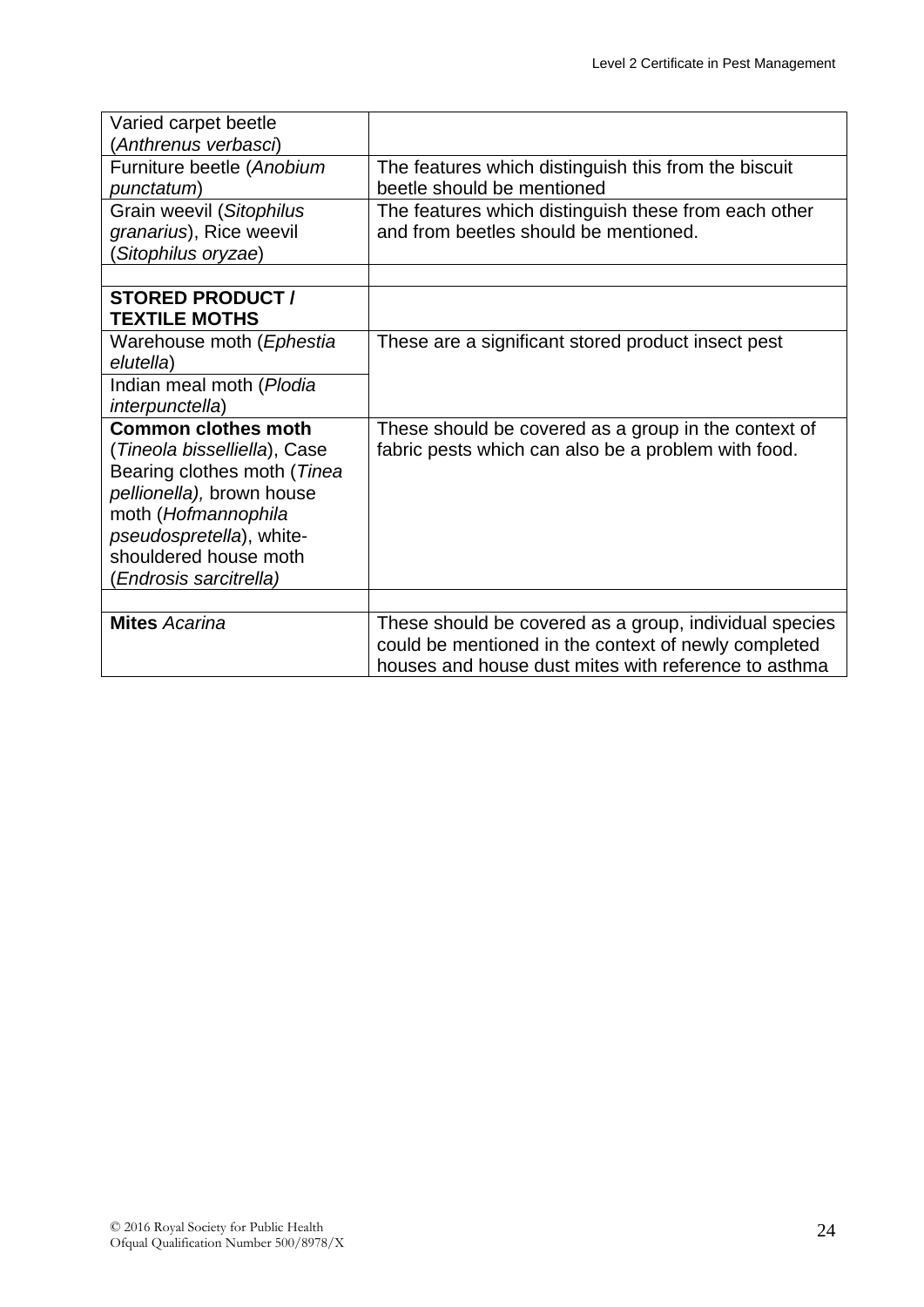| | |
|---|---|
| Varied carpet beetle (*Anthrenus verbasci*) | |
| Furniture beetle (*Anobium punctatum*) | The features which distinguish this from the biscuit beetle should be mentioned |
| Grain weevil (*Sitophilus granarius*), Rice weevil (*Sitophilus oryzae*) | The features which distinguish these from each other and from beetles should be mentioned. |
| | |
| **STORED PRODUCT / TEXTILE MOTHS** | |
| Warehouse moth (*Ephestia elutella*) | These are a significant stored product insect pest |
| Indian meal moth (*Plodia interpunctella*) | |
| **Common clothes moth** (*Tineola bisselliella*), Case Bearing clothes moth (*Tinea pellionella),* brown house moth (*Hofmannophila pseudospretella*), white-shouldered house moth (*Endrosis sarcitrella)* | These should be covered as a group in the context of fabric pests which can also be a problem with food. |
| | |
| **Mites** *Acarina* | These should be covered as a group, individual species could be mentioned in the context of newly completed houses and house dust mites with reference to asthma |